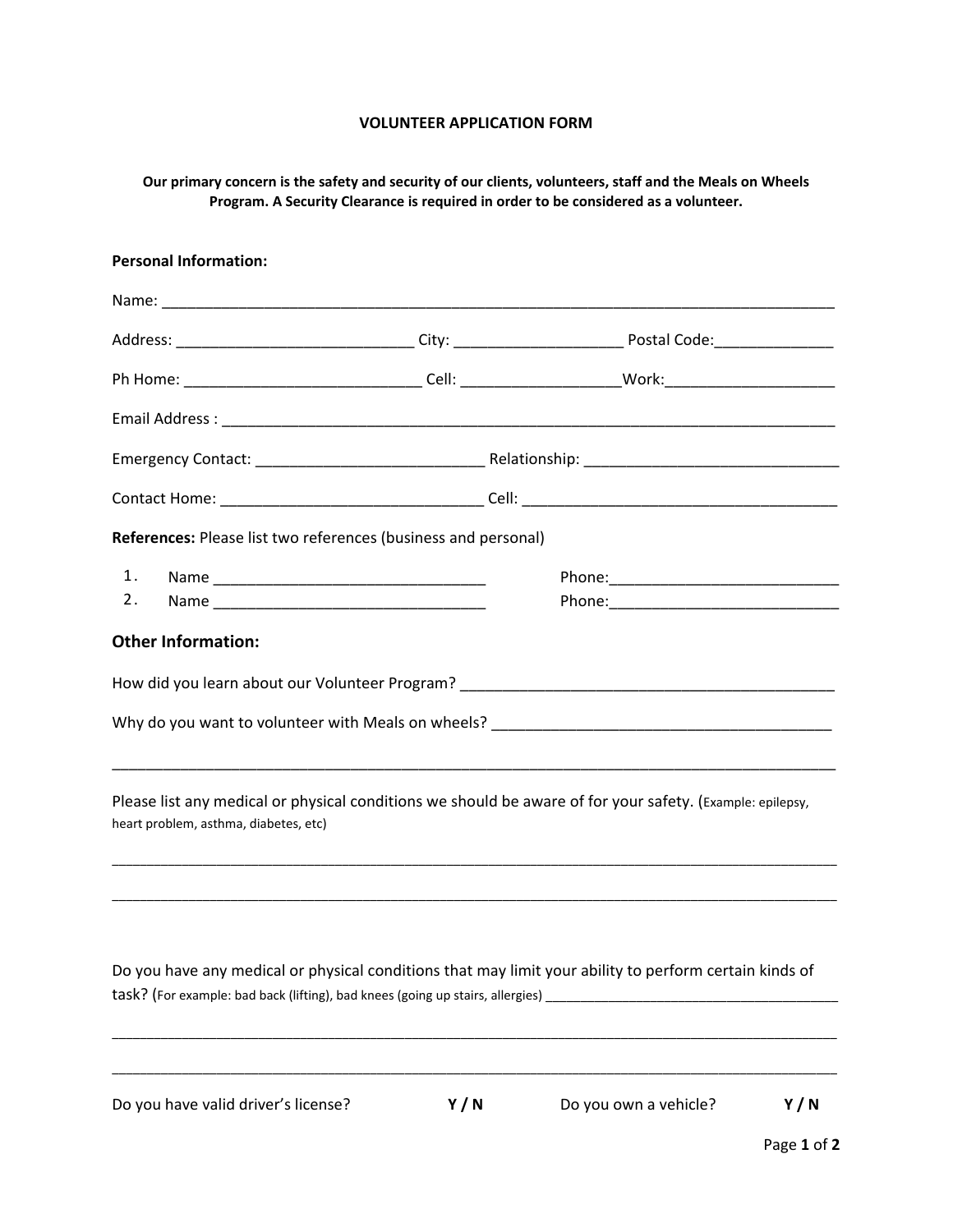**VOLUNTEER APPLICATION FORM**

**Our primary concern is the safety and security of our clients, volunteers, staff and the Meals on Wheels Program. A Security Clearance is required in order to be considered as a volunteer.**

**Personal Information:**

Name: ______________________________________________________________________________

Address: ____________________________ City: ____________________ Postal Code:______________

Ph Home: ____________________________ Cell: __________________Work:____________________

Email Address : ________________________________________________________________________

Emergency Contact: ___________________________ Relationship: ______________________________

Contact Home: _______________________________ Cell: ______________________________________

**References:** Please list two references (business and personal)

1. Name ________________________________ Phone:___________________________
2. Name ________________________________ Phone:___________________________

**Other Information:**

How did you learn about our Volunteer Program? _____________________________________________

Why do you want to volunteer with Meals on wheels? ________________________________________

_____________________________________________________________________________________

Please list any medical or physical conditions we should be aware of for your safety. (Example: epilepsy, heart problem, asthma, diabetes, etc)

_____________________________________________________________________________________

_____________________________________________________________________________________

Do you have any medical or physical conditions that may limit your ability to perform certain kinds of task? (For example: bad back (lifting), bad knees (going up stairs, allergies) _______________________________________

_____________________________________________________________________________________

_____________________________________________________________________________________

Do you have valid driver's license? **Y / N** Do you own a vehicle? **Y / N**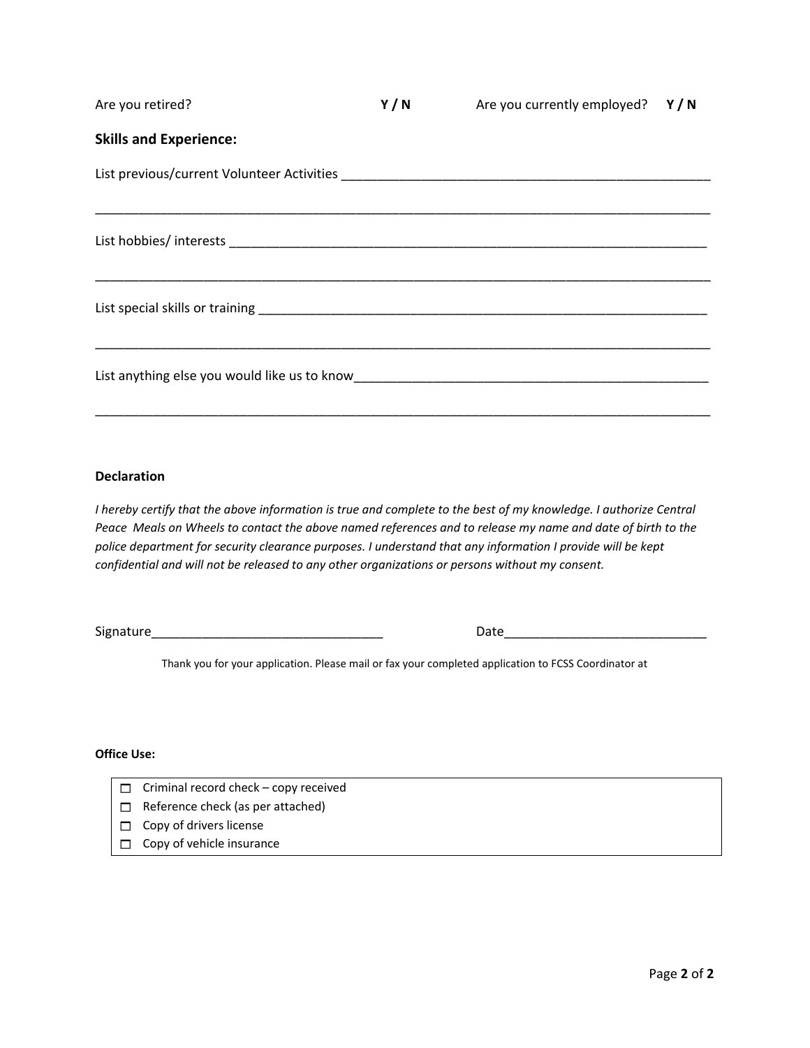Are you retired? **Y / N** Are you currently employed? **Y / N**

## Skills and Experience:

List previous/current Volunteer Activities ____________________________________________________

_____________________________________________________________________________________

List hobbies/ interests ______________________________________________________________

_____________________________________________________________________________________

List special skills or training ________________________________________________________

_____________________________________________________________________________________

List anything else you would like us to know_________________________________________________

_____________________________________________________________________________________

**Declaration**

*I hereby certify that the above information is true and complete to the best of my knowledge. I authorize Central Peace Meals on Wheels to contact the above named references and to release my name and date of birth to the police department for security clearance purposes. I understand that any information I provide will be kept confidential and will not be released to any other organizations or persons without my consent.*

Signature_______________________________ Date___________________________

Thank you for your application. Please mail or fax your completed application to FCSS Coordinator at

**Office Use:**

- ☐ Criminal record check – copy received
- ☐ Reference check (as per attached)
- ☐ Copy of drivers license
- ☐ Copy of vehicle insurance